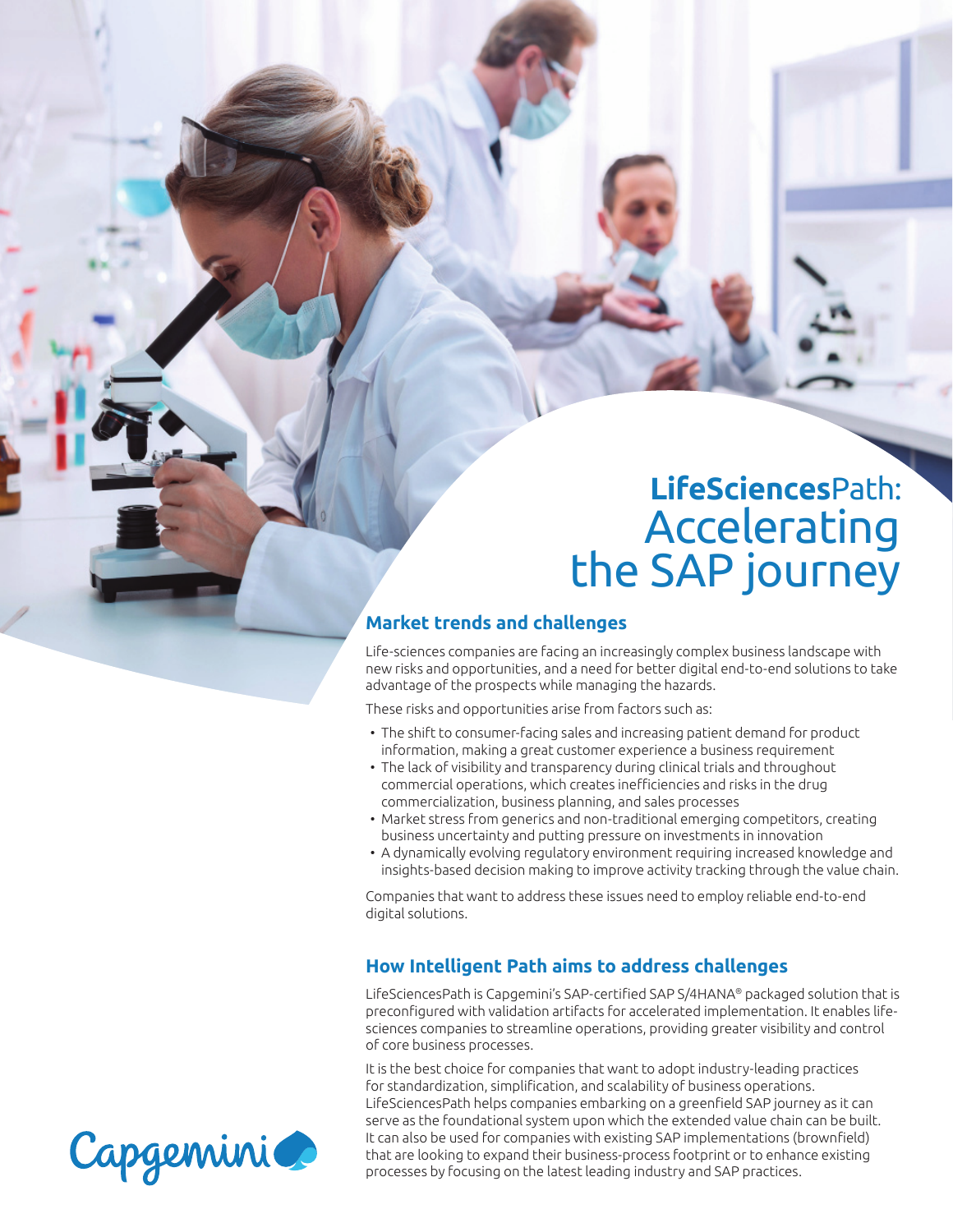# **LifeSciences**Path: Accelerating the SAP journey

## Market trends and challenges

Life-sciences companies are facing an increasingly complex business landscape with new risks and opportunities, and a need for better digital end-to-end solutions to take advantage of the prospects while managing the hazards.

These risks and opportunities arise from factors such as:

- The shift to consumer-facing sales and increasing patient demand for product information, making a great customer experience a business requirement
- The lack of visibility and transparency during clinical trials and throughout commercial operations, which creates inefficiencies and risks in the drug commercialization, business planning, and sales processes
- Market stress from generics and non-traditional emerging competitors, creating business uncertainty and putting pressure on investments in innovation
- A dynamically evolving regulatory environment requiring increased knowledge and insights-based decision making to improve activity tracking through the value chain.

Companies that want to address these issues need to employ reliable end-to-end digital solutions.

## How Intelligent Path aims to address challenges

LifeSciencesPath is Capgemini's SAP-certified SAP S/4HANA® packaged solution that is preconfigured with validation artifacts for accelerated implementation. It enables life-sciences companies to streamline operations, providing greater visibility and control of core business processes.

It is the best choice for companies that want to adopt industry-leading practices for standardization, simplification, and scalability of business operations. LifeSciencesPath helps companies embarking on a greenfield SAP journey as it can serve as the foundational system upon which the extended value chain can be built. It can also be used for companies with existing SAP implementations (brownfield) that are looking to expand their business-process footprint or to enhance existing processes by focusing on the latest leading industry and SAP practices.

Capgemini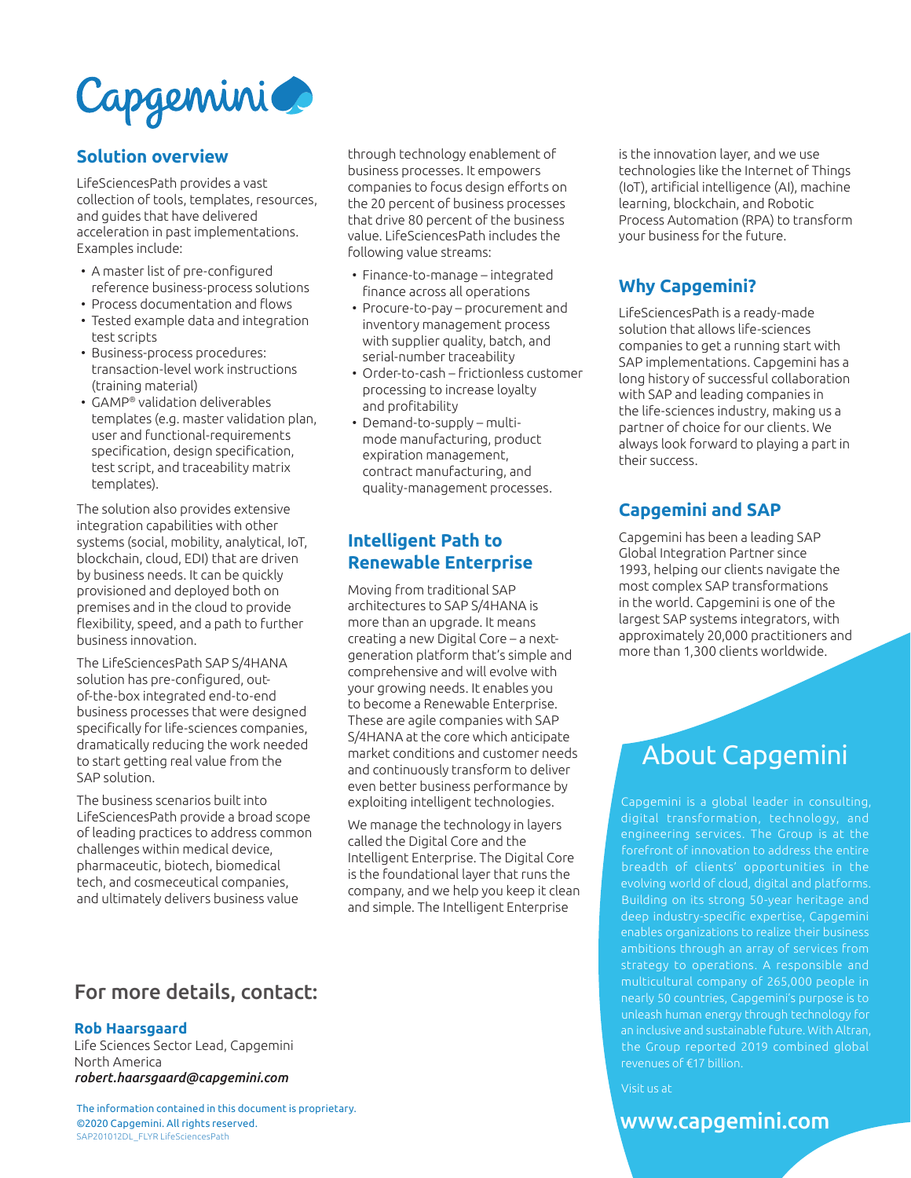## Solution overview

LifeSciencesPath provides a vast collection of tools, templates, resources, and guides that have delivered acceleration in past implementations. Examples include:

- A master list of pre-configured reference business-process solutions
- Process documentation and flows
- Tested example data and integration test scripts
- Business-process procedures: transaction-level work instructions (training material)
- GAMP® validation deliverables templates (e.g. master validation plan, user and functional-requirements specification, design specification, test script, and traceability matrix templates).

The solution also provides extensive integration capabilities with other systems (social, mobility, analytical, IoT, blockchain, cloud, EDI) that are driven by business needs. It can be quickly provisioned and deployed both on premises and in the cloud to provide flexibility, speed, and a path to further business innovation.

The LifeSciencesPath SAP S/4HANA solution has pre-configured, out-of-the-box integrated end-to-end business processes that were designed specifically for life-sciences companies, dramatically reducing the work needed to start getting real value from the SAP solution.

The business scenarios built into LifeSciencesPath provide a broad scope of leading practices to address common challenges within medical device, pharmaceutic, biotech, biomedical tech, and cosmeceutical companies, and ultimately delivers business value through technology enablement of business processes. It empowers companies to focus design efforts on the 20 percent of business processes that drive 80 percent of the business value. LifeSciencesPath includes the following value streams:

- Finance-to-manage – integrated finance across all operations
- Procure-to-pay – procurement and inventory management process with supplier quality, batch, and serial-number traceability
- Order-to-cash – frictionless customer processing to increase loyalty and profitability
- Demand-to-supply – multi-mode manufacturing, product expiration management, contract manufacturing, and quality-management processes.

## Intelligent Path to Renewable Enterprise

Moving from traditional SAP architectures to SAP S/4HANA is more than an upgrade. It means creating a new Digital Core – a next-generation platform that's simple and comprehensive and will evolve with your growing needs. It enables you to become a Renewable Enterprise. These are agile companies with SAP S/4HANA at the core which anticipate market conditions and customer needs and continuously transform to deliver even better business performance by exploiting intelligent technologies.

We manage the technology in layers called the Digital Core and the Intelligent Enterprise. The Digital Core is the foundational layer that runs the company, and we help you keep it clean and simple. The Intelligent Enterprise is the innovation layer, and we use technologies like the Internet of Things (IoT), artificial intelligence (AI), machine learning, blockchain, and Robotic Process Automation (RPA) to transform your business for the future.

## Why Capgemini?

LifeSciencesPath is a ready-made solution that allows life-sciences companies to get a running start with SAP implementations. Capgemini has a long history of successful collaboration with SAP and leading companies in the life-sciences industry, making us a partner of choice for our clients. We always look forward to playing a part in their success.

## Capgemini and SAP

Capgemini has been a leading SAP Global Integration Partner since 1993, helping our clients navigate the most complex SAP transformations in the world. Capgemini is one of the largest SAP systems integrators, with approximately 20,000 practitioners and more than 1,300 clients worldwide.

## For more details, contact:

**Rob Haarsgaard**
Life Sciences Sector Lead, Capgemini North America
*robert.haarsgaard@capgemini.com*

## About Capgemini

Capgemini is a global leader in consulting, digital transformation, technology, and engineering services. The Group is at the forefront of innovation to address the entire breadth of clients' opportunities in the evolving world of cloud, digital and platforms. Building on its strong 50-year heritage and deep industry-specific expertise, Capgemini enables organizations to realize their business ambitions through an array of services from strategy to operations. A responsible and multicultural company of 265,000 people in nearly 50 countries, Capgemini's purpose is to unleash human energy through technology for an inclusive and sustainable future. With Altran, the Group reported 2019 combined global revenues of €17 billion.

Visit us at

**www.capgemini.com**

The information contained in this document is proprietary.
©2020 Capgemini. All rights reserved.
SAP201012DL_FLYR LifeSciencesPath